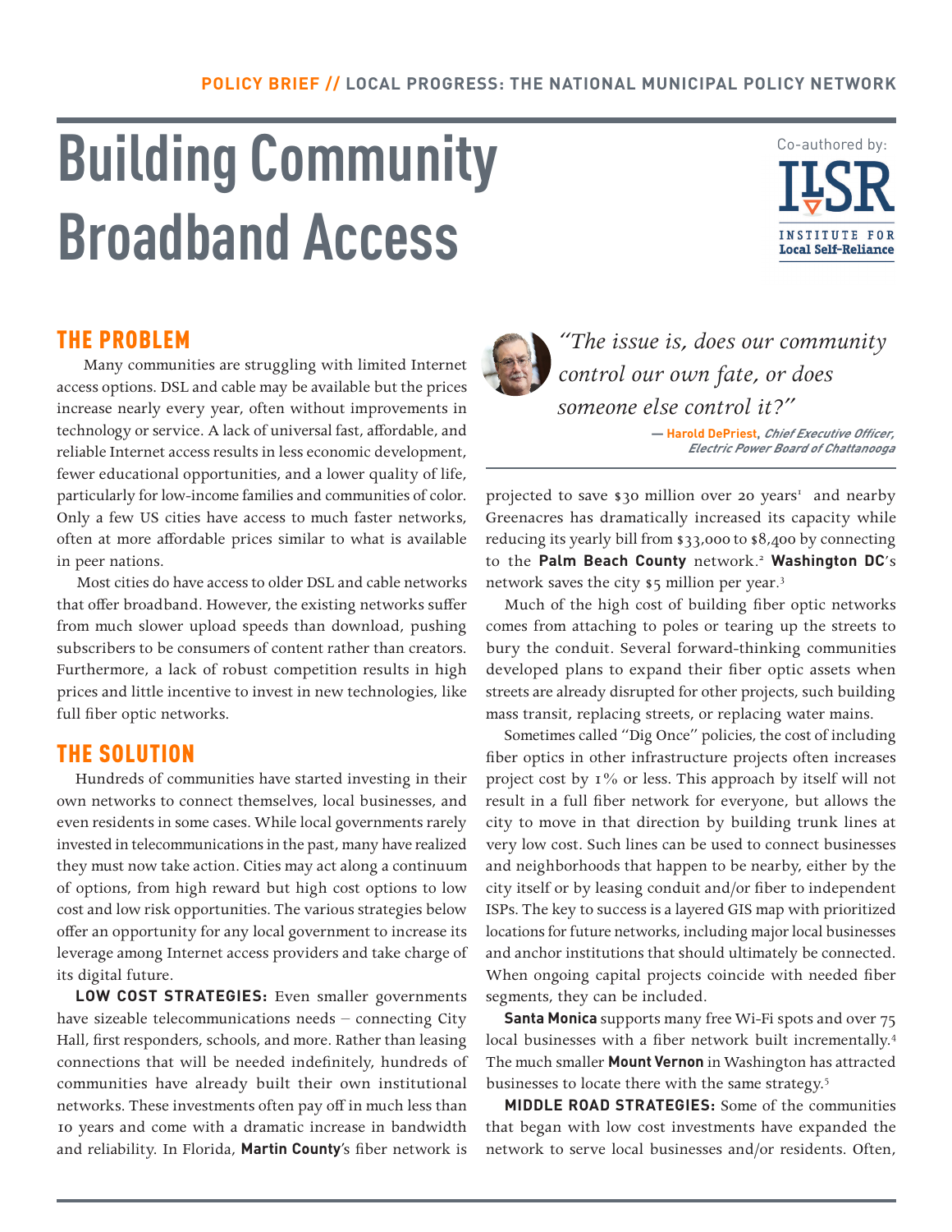**POLICY BRIEF //** LOCAL PROGRESS: THE NATIONAL MUNICIPAL POLICY NETWORK

# Building Community Broadband Access

Co-authored by: ILSR INSTITUTE FOR Local Self-Reliance

## THE PROBLEM

Many communities are struggling with limited Internet access options. DSL and cable may be available but the prices increase nearly every year, often without improvements in technology or service. A lack of universal fast, affordable, and reliable Internet access results in less economic development, fewer educational opportunities, and a lower quality of life, particularly for low-income families and communities of color. Only a few US cities have access to much faster networks, often at more affordable prices similar to what is available in peer nations.

Most cities do have access to older DSL and cable networks that offer broadband. However, the existing networks suffer from much slower upload speeds than download, pushing subscribers to be consumers of content rather than creators. Furthermore, a lack of robust competition results in high prices and little incentive to invest in new technologies, like full fiber optic networks.

## THE SOLUTION

Hundreds of communities have started investing in their own networks to connect themselves, local businesses, and even residents in some cases. While local governments rarely invested in telecommunications in the past, many have realized they must now take action. Cities may act along a continuum of options, from high reward but high cost options to low cost and low risk opportunities. The various strategies below offer an opportunity for any local government to increase its leverage among Internet access providers and take charge of its digital future.

**LOW COST STRATEGIES:** Even smaller governments have sizeable telecommunications needs – connecting City Hall, first responders, schools, and more. Rather than leasing connections that will be needed indefinitely, hundreds of communities have already built their own institutional networks. These investments often pay off in much less than 10 years and come with a dramatic increase in bandwidth and reliability. In Florida, **Martin County**'s fiber network is projected to save $30 million over 20 years[1] and nearby Greenacres has dramatically increased its capacity while reducing its yearly bill from $33,000 to $8,400 by connecting to the **Palm Beach County** network.[2] **Washington DC**'s network saves the city $5 million per year.[3]

> *"The issue is, does our community control our own fate, or does someone else control it?"*
>
> — **Harold DePriest**, *Chief Executive Officer, Electric Power Board of Chattanooga*

Much of the high cost of building fiber optic networks comes from attaching to poles or tearing up the streets to bury the conduit. Several forward-thinking communities developed plans to expand their fiber optic assets when streets are already disrupted for other projects, such building mass transit, replacing streets, or replacing water mains.

Sometimes called "Dig Once" policies, the cost of including fiber optics in other infrastructure projects often increases project cost by 1% or less. This approach by itself will not result in a full fiber network for everyone, but allows the city to move in that direction by building trunk lines at very low cost. Such lines can be used to connect businesses and neighborhoods that happen to be nearby, either by the city itself or by leasing conduit and/or fiber to independent ISPs. The key to success is a layered GIS map with prioritized locations for future networks, including major local businesses and anchor institutions that should ultimately be connected. When ongoing capital projects coincide with needed fiber segments, they can be included.

**Santa Monica** supports many free Wi-Fi spots and over 75 local businesses with a fiber network built incrementally.[4] The much smaller **Mount Vernon** in Washington has attracted businesses to locate there with the same strategy.[5]

**MIDDLE ROAD STRATEGIES:** Some of the communities that began with low cost investments have expanded the network to serve local businesses and/or residents. Often,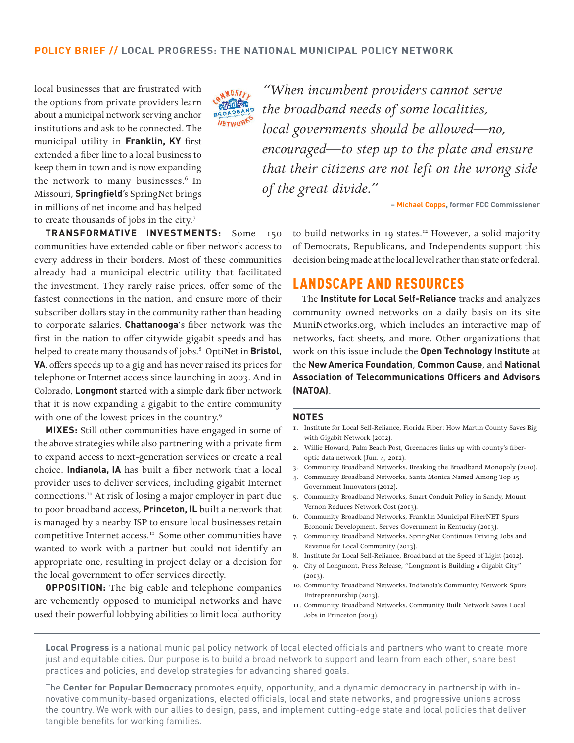local businesses that are frustrated with the options from private providers learn about a municipal network serving anchor institutions and ask to be connected. The municipal utility in **Franklin, KY** first extended a fiber line to a local business to keep them in town and is now expanding the network to many businesses.[6] In Missouri, **Springfield**'s SpringNet brings in millions of net income and has helped to create thousands of jobs in the city.[7]

> *"When incumbent providers cannot serve the broadband needs of some localities, local governments should be allowed—no, encouraged—to step up to the plate and ensure that their citizens are not left on the wrong side of the great divide."*
>
> – **Michael Copps**, former FCC Commissioner

**TRANSFORMATIVE INVESTMENTS:** Some 150 communities have extended cable or fiber network access to every address in their borders. Most of these communities already had a municipal electric utility that facilitated the investment. They rarely raise prices, offer some of the fastest connections in the nation, and ensure more of their subscriber dollars stay in the community rather than heading to corporate salaries. **Chattanooga**'s fiber network was the first in the nation to offer citywide gigabit speeds and has helped to create many thousands of jobs.[8] OptiNet in **Bristol, VA**, offers speeds up to a gig and has never raised its prices for telephone or Internet access since launching in 2003. And in Colorado, **Longmont** started with a simple dark fiber network that it is now expanding a gigabit to the entire community with one of the lowest prices in the country.[9]

**MIXES:** Still other communities have engaged in some of the above strategies while also partnering with a private firm to expand access to next-generation services or create a real choice. **Indianola, IA** has built a fiber network that a local provider uses to deliver services, including gigabit Internet connections.[10] At risk of losing a major employer in part due to poor broadband access, **Princeton, IL** built a network that is managed by a nearby ISP to ensure local businesses retain competitive Internet access.[11] Some other communities have wanted to work with a partner but could not identify an appropriate one, resulting in project delay or a decision for the local government to offer services directly.

**OPPOSITION:** The big cable and telephone companies are vehemently opposed to municipal networks and have used their powerful lobbying abilities to limit local authority to build networks in 19 states.[12] However, a solid majority of Democrats, Republicans, and Independents support this decision being made at the local level rather than state or federal.

## LANDSCAPE AND RESOURCES

The **Institute for Local Self-Reliance** tracks and analyzes community owned networks on a daily basis on its site MuniNetworks.org, which includes an interactive map of networks, fact sheets, and more. Other organizations that work on this issue include the **Open Technology Institute** at the **New America Foundation**, **Common Cause**, and **National Association of Telecommunications Officers and Advisors (NATOA)**.

### NOTES

1. Institute for Local Self-Reliance, Florida Fiber: How Martin County Saves Big with Gigabit Network (2012).
2. Willie Howard, Palm Beach Post, Greenacres links up with county's fiber-optic data network (Jun. 4, 2012).
3. Community Broadband Networks, Breaking the Broadband Monopoly (2010).
4. Community Broadband Networks, Santa Monica Named Among Top 15 Government Innovators (2012).
5. Community Broadband Networks, Smart Conduit Policy in Sandy, Mount Vernon Reduces Network Cost (2013).
6. Community Broadband Networks, Franklin Municipal FiberNET Spurs Economic Development, Serves Government in Kentucky (2013).
7. Community Broadband Networks, SpringNet Continues Driving Jobs and Revenue for Local Community (2013).
8. Institute for Local Self-Reliance, Broadband at the Speed of Light (2012).
9. City of Longmont, Press Release, "Longmont is Building a Gigabit City" (2013).
10. Community Broadband Networks, Indianola's Community Network Spurs Entrepreneurship (2013).
11. Community Broadband Networks, Community Built Network Saves Local Jobs in Princeton (2013).

---

**Local Progress** is a national municipal policy network of local elected officials and partners who want to create more just and equitable cities. Our purpose is to build a broad network to support and learn from each other, share best practices and policies, and develop strategies for advancing shared goals.

The **Center for Popular Democracy** promotes equity, opportunity, and a dynamic democracy in partnership with innovative community-based organizations, elected officials, local and state networks, and progressive unions across the country. We work with our allies to design, pass, and implement cutting-edge state and local policies that deliver tangible benefits for working families.